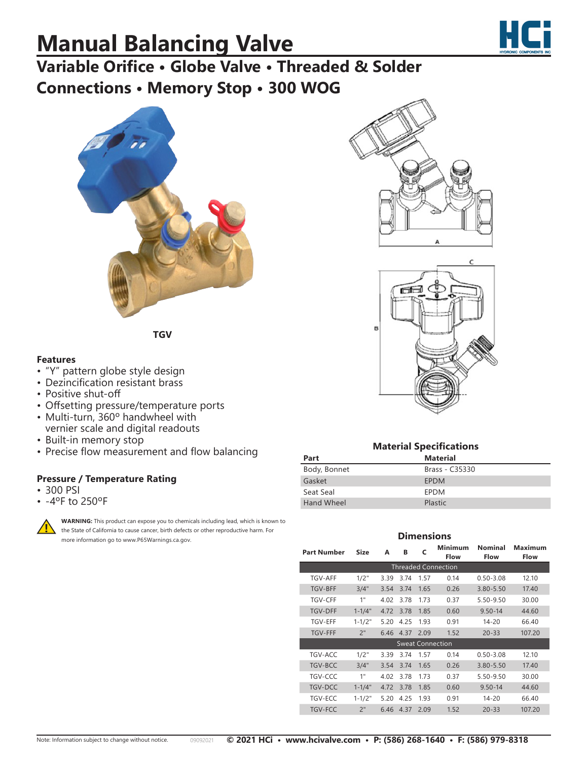# Manual Balancing Valve

## Variable Orifice • Globe Valve • Threaded & Solder Connections • Memory Stop • 300 WOG

**TGV**

### Features

- "Y" pattern globe style design
- Dezincification resistant brass
- Positive shut-off
- Offsetting pressure/temperature ports
- Multi-turn, 360º handwheel with vernier scale and digital readouts
- Built-in memory stop
- Precise flow measurement and flow balancing

### Pressure / Temperature Rating

- 300 PSI
- -4ºF to 250ºF

**WARNING:** This product can expose you to chemicals including lead, which is known to the State of California to cause cancer, birth defects or other reproductive harm. For more information go to www.P65Warnings.ca.gov.

### Material Specifications

| Part | Material |
|---|---|
| Body, Bonnet | Brass - C35330 |
| Gasket | EPDM |
| Seat Seal | EPDM |
| Hand Wheel | Plastic |

### Dimensions

| Part Number | Size | A | B | C | Minimum Flow | Nominal Flow | Maximum Flow |
|---|---|---|---|---|---|---|---|
| Threaded Connection | | | | | | | |
| TGV-AFF | 1/2" | 3.39 | 3.74 | 1.57 | 0.14 | 0.50-3.08 | 12.10 |
| TGV-BFF | 3/4" | 3.54 | 3.74 | 1.65 | 0.26 | 3.80-5.50 | 17.40 |
| TGV-CFF | 1" | 4.02 | 3.78 | 1.73 | 0.37 | 5.50-9.50 | 30.00 |
| TGV-DFF | 1-1/4" | 4.72 | 3.78 | 1.85 | 0.60 | 9.50-14 | 44.60 |
| TGV-EFF | 1-1/2" | 5.20 | 4.25 | 1.93 | 0.91 | 14-20 | 66.40 |
| TGV-FFF | 2" | 6.46 | 4.37 | 2.09 | 1.52 | 20-33 | 107.20 |
| Sweat Connection | | | | | | | |
| TGV-ACC | 1/2" | 3.39 | 3.74 | 1.57 | 0.14 | 0.50-3.08 | 12.10 |
| TGV-BCC | 3/4" | 3.54 | 3.74 | 1.65 | 0.26 | 3.80-5.50 | 17.40 |
| TGV-CCC | 1" | 4.02 | 3.78 | 1.73 | 0.37 | 5.50-9.50 | 30.00 |
| TGV-DCC | 1-1/4" | 4.72 | 3.78 | 1.85 | 0.60 | 9.50-14 | 44.60 |
| TGV-ECC | 1-1/2" | 5.20 | 4.25 | 1.93 | 0.91 | 14-20 | 66.40 |
| TGV-FCC | 2" | 6.46 | 4.37 | 2.09 | 1.52 | 20-33 | 107.20 |

Note: Information subject to change without notice.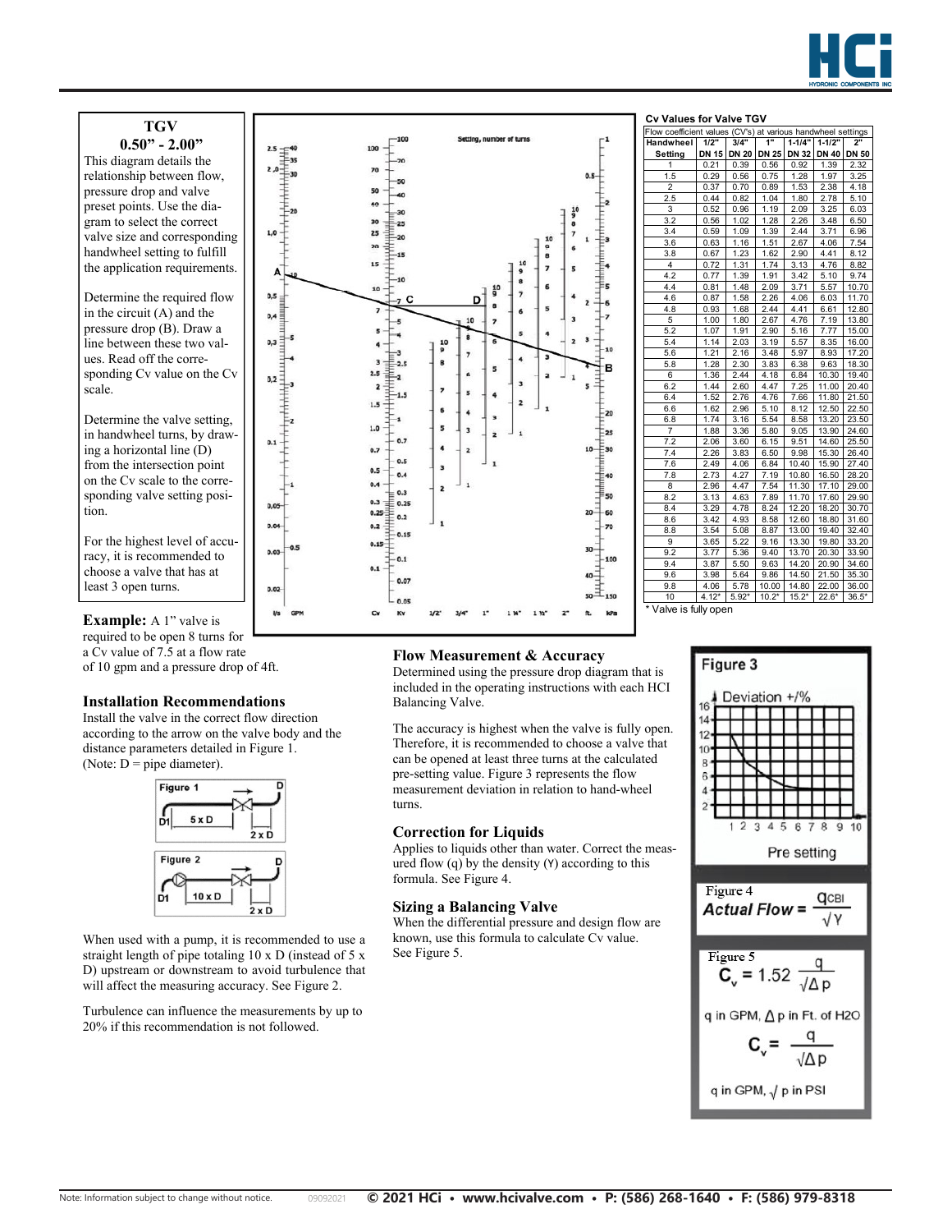## TGV 0.50" - 2.00"

This diagram details the relationship between flow, pressure drop and valve preset points. Use the diagram to select the correct valve size and corresponding handwheel setting to fulfill the application requirements.

Determine the required flow in the circuit (A) and the pressure drop (B). Draw a line between these two values. Read off the corresponding Cv value on the Cv scale.

Determine the valve setting, in handwheel turns, by drawing a horizontal line (D) from the intersection point on the Cv scale to the corresponding valve setting position.

For the highest level of accuracy, it is recommended to choose a valve that has at least 3 open turns.

**Example:** A 1" valve is required to be open 8 turns for a Cv value of 7.5 at a flow rate of 10 gpm and a pressure drop of 4ft.

Setting, number of turns

A
B
C
D

l/s GPM Cv Kv 1/2" 3/4" 1" 1 ¼" 1 ½" 2" ft. kPa

**Cv Values for Valve TGV**

Flow coefficient values (CV's) at various handwheel settings

| Handwheel Setting | 1/2" DN 15 | 3/4" DN 20 | 1" DN 25 | 1-1/4" DN 32 | 1-1/2" DN 40 | 2" DN 50 |
|---|---|---|---|---|---|---|
| 1 | 0.21 | 0.39 | 0.56 | 0.92 | 1.39 | 2.32 |
| 1.5 | 0.29 | 0.56 | 0.75 | 1.28 | 1.97 | 3.25 |
| 2 | 0.37 | 0.70 | 0.89 | 1.53 | 2.38 | 4.18 |
| 2.5 | 0.44 | 0.82 | 1.04 | 1.80 | 2.78 | 5.10 |
| 3 | 0.52 | 0.96 | 1.19 | 2.09 | 3.25 | 6.03 |
| 3.2 | 0.56 | 1.02 | 1.28 | 2.26 | 3.48 | 6.50 |
| 3.4 | 0.59 | 1.09 | 1.39 | 2.44 | 3.71 | 6.96 |
| 3.6 | 0.63 | 1.16 | 1.51 | 2.67 | 4.06 | 7.54 |
| 3.8 | 0.67 | 1.23 | 1.62 | 2.90 | 4.41 | 8.12 |
| 4 | 0.72 | 1.31 | 1.74 | 3.13 | 4.76 | 8.82 |
| 4.2 | 0.77 | 1.39 | 1.91 | 3.42 | 5.10 | 9.74 |
| 4.4 | 0.81 | 1.48 | 2.09 | 3.71 | 5.57 | 10.70 |
| 4.6 | 0.87 | 1.58 | 2.26 | 4.06 | 6.03 | 11.70 |
| 4.8 | 0.93 | 1.68 | 2.44 | 4.41 | 6.61 | 12.80 |
| 5 | 1.00 | 1.80 | 2.67 | 4.76 | 7.19 | 13.80 |
| 5.2 | 1.07 | 1.91 | 2.90 | 5.16 | 7.77 | 15.00 |
| 5.4 | 1.14 | 2.03 | 3.19 | 5.57 | 8.35 | 16.00 |
| 5.6 | 1.21 | 2.16 | 3.48 | 5.97 | 8.93 | 17.20 |
| 5.8 | 1.28 | 2.30 | 3.83 | 6.38 | 9.63 | 18.30 |
| 6 | 1.36 | 2.44 | 4.18 | 6.84 | 10.30 | 19.40 |
| 6.2 | 1.44 | 2.60 | 4.47 | 7.25 | 11.00 | 20.40 |
| 6.4 | 1.52 | 2.76 | 4.76 | 7.66 | 11.80 | 21.50 |
| 6.6 | 1.62 | 2.96 | 5.10 | 8.12 | 12.50 | 22.50 |
| 6.8 | 1.74 | 3.16 | 5.54 | 8.58 | 13.20 | 23.50 |
| 7 | 1.88 | 3.36 | 5.80 | 9.05 | 13.90 | 24.60 |
| 7.2 | 2.06 | 3.60 | 6.15 | 9.51 | 14.60 | 25.50 |
| 7.4 | 2.26 | 3.83 | 6.50 | 9.98 | 15.30 | 26.40 |
| 7.6 | 2.49 | 4.06 | 6.84 | 10.40 | 15.90 | 27.40 |
| 7.8 | 2.73 | 4.27 | 7.19 | 10.80 | 16.50 | 28.20 |
| 8 | 2.96 | 4.47 | 7.54 | 11.30 | 17.10 | 29.00 |
| 8.2 | 3.13 | 4.63 | 7.89 | 11.70 | 17.60 | 29.90 |
| 8.4 | 3.29 | 4.78 | 8.24 | 12.20 | 18.20 | 30.70 |
| 8.6 | 3.42 | 4.93 | 8.58 | 12.60 | 18.80 | 31.60 |
| 8.8 | 3.54 | 5.08 | 8.87 | 13.00 | 19.40 | 32.40 |
| 9 | 3.65 | 5.22 | 9.16 | 13.30 | 19.80 | 33.20 |
| 9.2 | 3.77 | 5.36 | 9.40 | 13.70 | 20.30 | 33.90 |
| 9.4 | 3.87 | 5.50 | 9.63 | 14.20 | 20.90 | 34.60 |
| 9.6 | 3.98 | 5.64 | 9.86 | 14.50 | 21.50 | 35.30 |
| 9.8 | 4.06 | 5.78 | 10.00 | 14.80 | 22.00 | 36.00 |
| 10 | 4.12* | 5.92* | 10.2* | 15.2* | 22.6* | 36.5* |

\* Valve is fully open

### Installation Recommendations

Install the valve in the correct flow direction according to the arrow on the valve body and the distance parameters detailed in Figure 1. (Note: D = pipe diameter).

Figure 1

D1 5 x D 2 x D D

Figure 2

D1 10 x D 2 x D D

When used with a pump, it is recommended to use a straight length of pipe totaling 10 x D (instead of 5 x D) upstream or downstream to avoid turbulence that will affect the measuring accuracy. See Figure 2.

Turbulence can influence the measurements by up to 20% if this recommendation is not followed.

### Flow Measurement & Accuracy

Determined using the pressure drop diagram that is included in the operating instructions with each HCI Balancing Valve.

The accuracy is highest when the valve is fully open. Therefore, it is recommended to choose a valve that can be opened at least three turns at the calculated pre-setting value. Figure 3 represents the flow measurement deviation in relation to hand-wheel turns.

### Correction for Liquids

Applies to liquids other than water. Correct the measured flow (q) by the density (ϒ) according to this formula. See Figure 4.

### Sizing a Balancing Valve

When the differential pressure and design flow are known, use this formula to calculate Cv value. See Figure 5.

Figure 3

Deviation +/%

16
14
12
10
8
6
4
2

1 2 3 4 5 6 7 8 9 10

Pre setting

Figure 4

$$\textit{Actual Flow} = \frac{q_{CBI}}{\sqrt{\gamma}}$$

Figure 5

$$C_v = 1.52\,\frac{q}{\sqrt{\Delta p}}$$

q in GPM, $\Delta$ p in Ft. of H2O

$$C_v = \frac{q}{\sqrt{\Delta p}}$$

q in GPM, $\sqrt{\ }$ p in PSI

Note: Information subject to change without notice. 09092021 © 2021 HCi • www.hcivalve.com • P: (586) 268-1640 • F: (586) 979-8318